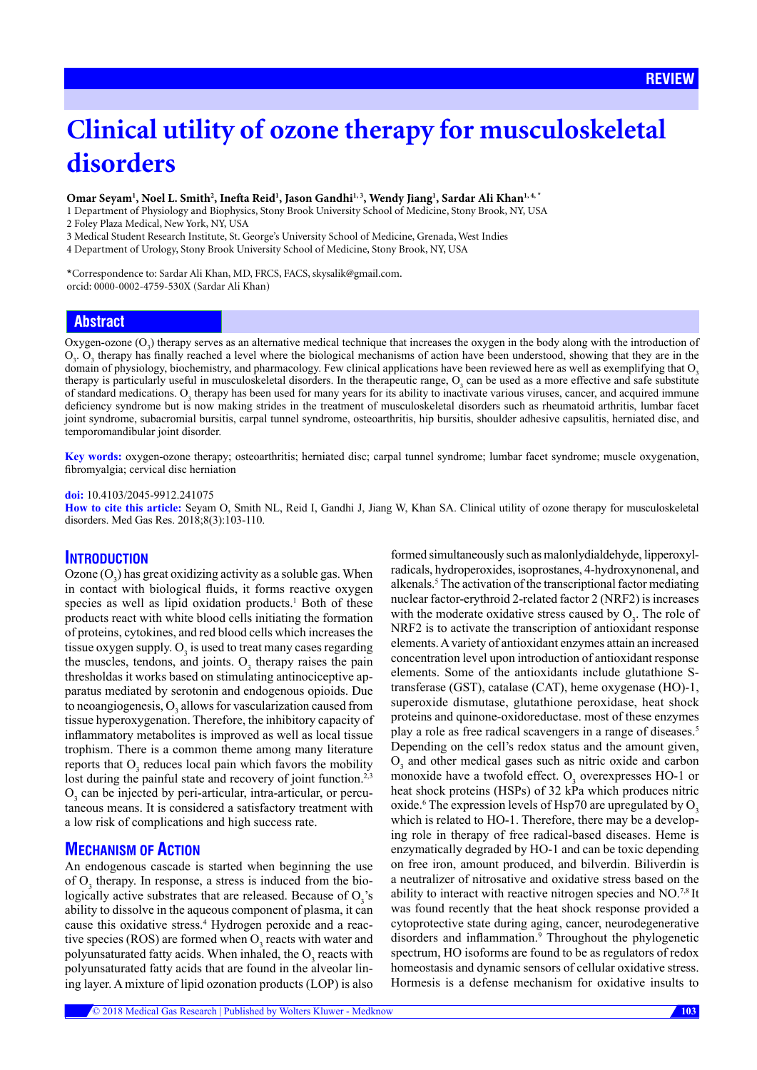REVIEW

# Clinical utility of ozone therapy for musculoskeletal disorders

**Omar Seyam[1], Noel L. Smith[2], Inefta Reid[1], Jason Gandhi[1, 3], Wendy Jiang[1], Sardar Ali Khan[1, 4, *]**

1 Department of Physiology and Biophysics, Stony Brook University School of Medicine, Stony Brook, NY, USA
2 Foley Plaza Medical, New York, NY, USA
3 Medical Student Research Institute, St. George's University School of Medicine, Grenada, West Indies
4 Department of Urology, Stony Brook University School of Medicine, Stony Brook, NY, USA

*Correspondence to: Sardar Ali Khan, MD, FRCS, FACS, skysalik@gmail.com.
orcid: 0000-0002-4759-530X (Sardar Ali Khan)

## Abstract

Oxygen-ozone ($O_3$) therapy serves as an alternative medical technique that increases the oxygen in the body along with the introduction of $O_3$. $O_3$ therapy has finally reached a level where the biological mechanisms of action have been understood, showing that they are in the domain of physiology, biochemistry, and pharmacology. Few clinical applications have been reviewed here as well as exemplifying that $O_3$ therapy is particularly useful in musculoskeletal disorders. In the therapeutic range, $O_3$ can be used as a more effective and safe substitute of standard medications. $O_3$ therapy has been used for many years for its ability to inactivate various viruses, cancer, and acquired immune deficiency syndrome but is now making strides in the treatment of musculoskeletal disorders such as rheumatoid arthritis, lumbar facet joint syndrome, subacromial bursitis, carpal tunnel syndrome, osteoarthritis, hip bursitis, shoulder adhesive capsulitis, herniated disc, and temporomandibular joint disorder.

**Key words:** oxygen-ozone therapy; osteoarthritis; herniated disc; carpal tunnel syndrome; lumbar facet syndrome; muscle oxygenation, fibromyalgia; cervical disc herniation

**doi:** 10.4103/2045-9912.241075

**How to cite this article:** Seyam O, Smith NL, Reid I, Gandhi J, Jiang W, Khan SA. Clinical utility of ozone therapy for musculoskeletal disorders. Med Gas Res. 2018;8(3):103-110.

## Introduction

Ozone ($O_3$) has great oxidizing activity as a soluble gas. When in contact with biological fluids, it forms reactive oxygen species as well as lipid oxidation products.[1] Both of these products react with white blood cells initiating the formation of proteins, cytokines, and red blood cells which increases the tissue oxygen supply. $O_3$ is used to treat many cases regarding the muscles, tendons, and joints. $O_3$ therapy raises the pain thresholdas it works based on stimulating antinociceptive apparatus mediated by serotonin and endogenous opioids. Due to neoangiogenesis, $O_3$ allows for vascularization caused from tissue hyperoxygenation. Therefore, the inhibitory capacity of inflammatory metabolites is improved as well as local tissue trophism. There is a common theme among many literature reports that $O_3$ reduces local pain which favors the mobility lost during the painful state and recovery of joint function.[2,3] $O_3$ can be injected by peri-articular, intra-articular, or percutaneous means. It is considered a satisfactory treatment with a low risk of complications and high success rate.

## Mechanism of Action

An endogenous cascade is started when beginning the use of $O_3$ therapy. In response, a stress is induced from the biologically active substrates that are released. Because of $O_3$'s ability to dissolve in the aqueous component of plasma, it can cause this oxidative stress.[4] Hydrogen peroxide and a reactive species (ROS) are formed when $O_3$ reacts with water and polyunsaturated fatty acids. When inhaled, the $O_3$ reacts with polyunsaturated fatty acids that are found in the alveolar lining layer. A mixture of lipid ozonation products (LOP) is also formed simultaneously such as malonlydialdehyde, lipperoxyl-radicals, hydroperoxides, isoprostanes, 4-hydroxynonenal, and alkenals.[5] The activation of the transcriptional factor mediating nuclear factor-erythroid 2-related factor 2 (NRF2) is increases with the moderate oxidative stress caused by $O_3$. The role of NRF2 is to activate the transcription of antioxidant response elements. A variety of antioxidant enzymes attain an increased concentration level upon introduction of antioxidant response elements. Some of the antioxidants include glutathione S-transferase (GST), catalase (CAT), heme oxygenase (HO)-1, superoxide dismutase, glutathione peroxidase, heat shock proteins and quinone-oxidoreductase. most of these enzymes play a role as free radical scavengers in a range of diseases.[5] Depending on the cell's redox status and the amount given, $O_3$ and other medical gases such as nitric oxide and carbon monoxide have a twofold effect. $O_3$ overexpresses HO-1 or heat shock proteins (HSPs) of 32 kPa which produces nitric oxide.[6] The expression levels of Hsp70 are upregulated by $O_3$ which is related to HO-1. Therefore, there may be a developing role in therapy of free radical-based diseases. Heme is enzymatically degraded by HO-1 and can be toxic depending on free iron, amount produced, and bilverdin. Biliverdin is a neutralizer of nitrosative and oxidative stress based on the ability to interact with reactive nitrogen species and NO.[7,8] It was found recently that the heat shock response provided a cytoprotective state during aging, cancer, neurodegenerative disorders and inflammation.[9] Throughout the phylogenetic spectrum, HO isoforms are found to be as regulators of redox homeostasis and dynamic sensors of cellular oxidative stress. Hormesis is a defense mechanism for oxidative insults to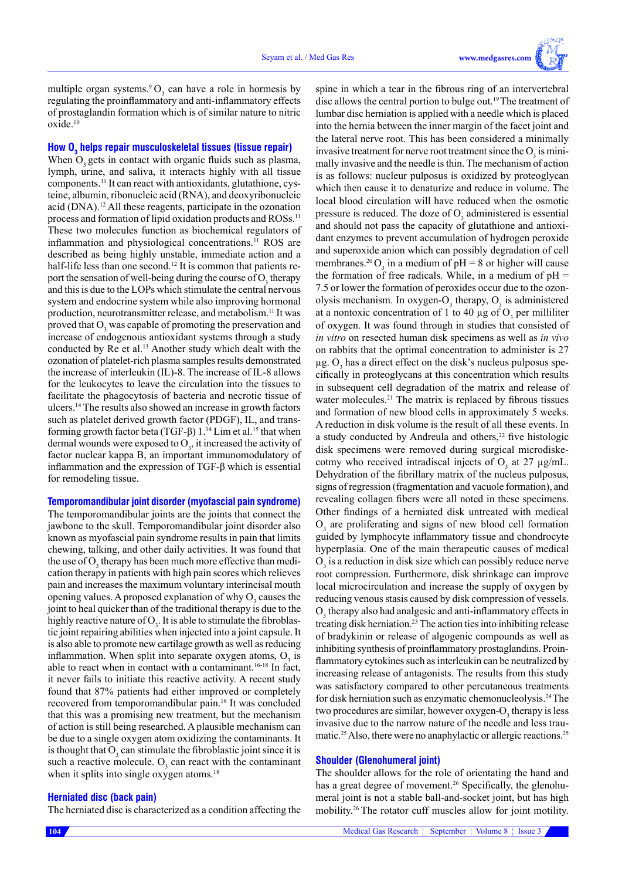multiple organ systems.[9] $O_3$ can have a role in hormesis by regulating the proinflammatory and anti-inflammatory effects of prostaglandin formation which is of similar nature to nitric oxide.[10]

## How $O_3$ helps repair musculoskeletal tissues (tissue repair)

When $O_3$ gets in contact with organic fluids such as plasma, lymph, urine, and saliva, it interacts highly with all tissue components.[11] It can react with antioxidants, glutathione, cysteine, albumin, ribonucleic acid (RNA), and deoxyribonucleic acid (DNA).[12] All these reagents, participate in the ozonation process and formation of lipid oxidation products and ROSs.[11] These two molecules function as biochemical regulators of inflammation and physiological concentrations.[11] ROS are described as being highly unstable, immediate action and a half-life less than one second.[12] It is common that patients report the sensation of well-being during the course of $O_3$ therapy and this is due to the LOPs which stimulate the central nervous system and endocrine system while also improving hormonal production, neurotransmitter release, and metabolism.[11] It was proved that $O_3$ was capable of promoting the preservation and increase of endogenous antioxidant systems through a study conducted by Re et al.[13] Another study which dealt with the ozonation of platelet-rich plasma samples results demonstrated the increase of interleukin (IL)-8. The increase of IL-8 allows for the leukocytes to leave the circulation into the tissues to facilitate the phagocytosis of bacteria and necrotic tissue of ulcers.[14] The results also showed an increase in growth factors such as platelet derived growth factor (PDGF), IL, and transforming growth factor beta (TGF-β) 1.[14] Lim et al.[15] that when dermal wounds were exposed to $O_3$, it increased the activity of factor nuclear kappa B, an important immunomodulatory of inflammation and the expression of TGF-β which is essential for remodeling tissue.

## Temporomandibular joint disorder (myofascial pain syndrome)

The temporomandibular joints are the joints that connect the jawbone to the skull. Temporomandibular joint disorder also known as myofascial pain syndrome results in pain that limits chewing, talking, and other daily activities. It was found that the use of $O_3$ therapy has been much more effective than medication therapy in patients with high pain scores which relieves pain and increases the maximum voluntary interincisal mouth opening values. A proposed explanation of why $O_3$ causes the joint to heal quicker than of the traditional therapy is due to the highly reactive nature of $O_3$. It is able to stimulate the fibroblastic joint repairing abilities when injected into a joint capsule. It is also able to promote new cartilage growth as well as reducing inflammation. When split into separate oxygen atoms, $O_3$ is able to react when in contact with a contaminant.[16-18] In fact, it never fails to initiate this reactive activity. A recent study found that 87% patients had either improved or completely recovered from temporomandibular pain.[18] It was concluded that this was a promising new treatment, but the mechanism of action is still being researched. A plausible mechanism can be due to a single oxygen atom oxidizing the contaminants. It is thought that $O_3$ can stimulate the fibroblastic joint since it is such a reactive molecule. $O_3$ can react with the contaminant when it splits into single oxygen atoms.[18]

## Herniated disc (back pain)

The herniated disc is characterized as a condition affecting the spine in which a tear in the fibrous ring of an intervertebral disc allows the central portion to bulge out.[19] The treatment of lumbar disc herniation is applied with a needle which is placed into the hernia between the inner margin of the facet joint and the lateral nerve root. This has been considered a minimally invasive treatment for nerve root treatment since the $O_3$ is minimally invasive and the needle is thin. The mechanism of action is as follows: nucleur pulposus is oxidized by proteoglycan which then cause it to denaturize and reduce in volume. The local blood circulation will have reduced when the osmotic pressure is reduced. The doze of $O_3$ administered is essential and should not pass the capacity of glutathione and antioxidant enzymes to prevent accumulation of hydrogen peroxide and superoxide anion which can possibly degradation of cell membranes.[20] $O_3$ in a medium of pH = 8 or higher will cause the formation of free radicals. While, in a medium of pH = 7.5 or lower the formation of peroxides occur due to the ozonolysis mechanism. In oxygen-$O_3$ therapy, $O_3$ is administered at a nontoxic concentration of 1 to 40 µg of $O_3$ per milliliter of oxygen. It was found through in studies that consisted of *in vitro* on resected human disk specimens as well as *in vivo* on rabbits that the optimal concentration to administer is 27 µg. $O_3$ has a direct effect on the disk's nucleus pulposus specifically in proteoglycans at this concentration which results in subsequent cell degradation of the matrix and release of water molecules.[21] The matrix is replaced by fibrous tissues and formation of new blood cells in approximately 5 weeks. A reduction in disk volume is the result of all these events. In a study conducted by Andreula and others,[22] five histologic disk specimens were removed during surgical microdiskectomy who received intradiscal injects of $O_3$ at 27 µg/mL. Dehydration of the fibrillary matrix of the nucleus pulposus, signs of regression (fragmentation and vacuole formation), and revealing collagen fibers were all noted in these specimens. Other findings of a herniated disk untreated with medical $O_3$ are proliferating and signs of new blood cell formation guided by lymphocyte inflammatory tissue and chondrocyte hyperplasia. One of the main therapeutic causes of medical $O_3$ is a reduction in disk size which can possibly reduce nerve root compression. Furthermore, disk shrinkage can improve local microcirculation and increase the supply of oxygen by reducing venous stasis caused by disk compression of vessels. $O_3$ therapy also had analgesic and anti-inflammatory effects in treating disk herniation.[23] The action ties into inhibiting release of bradykinin or release of algogenic compounds as well as inhibiting synthesis of proinflammatory prostaglandins. Proinflammatory cytokines such as interleukin can be neutralized by increasing release of antagonists. The results from this study was satisfactory compared to other percutaneous treatments for disk herniation such as enzymatic chemonucleolysis.[24] The two procedures are similar, however oxygen-$O_3$ therapy is less invasive due to the narrow nature of the needle and less traumatic.[25] Also, there were no anaphylactic or allergic reactions.[25]

## Shoulder (Glenohumeral joint)

The shoulder allows for the role of orientating the hand and has a great degree of movement.[26] Specifically, the glenohumeral joint is not a stable ball-and-socket joint, but has high mobility.[26] The rotator cuff muscles allow for joint motility.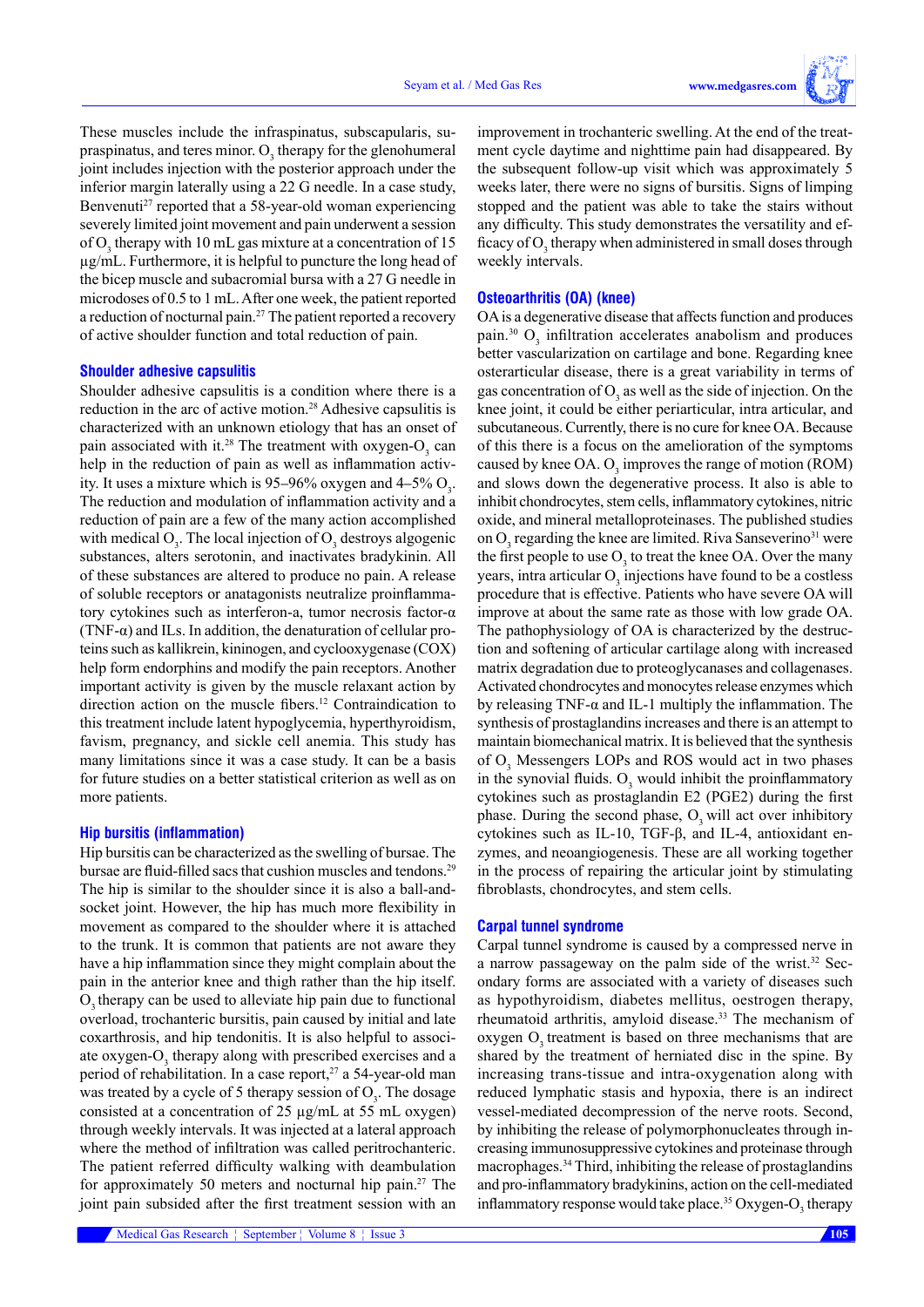These muscles include the infraspinatus, subscapularis, supraspinatus, and teres minor. $O_3$ therapy for the glenohumeral joint includes injection with the posterior approach under the inferior margin laterally using a 22 G needle. In a case study, Benvenuti[27] reported that a 58-year-old woman experiencing severely limited joint movement and pain underwent a session of $O_3$ therapy with 10 mL gas mixture at a concentration of 15 µg/mL. Furthermore, it is helpful to puncture the long head of the bicep muscle and subacromial bursa with a 27 G needle in microdoses of 0.5 to 1 mL. After one week, the patient reported a reduction of nocturnal pain.[27] The patient reported a recovery of active shoulder function and total reduction of pain.

## Shoulder adhesive capsulitis

Shoulder adhesive capsulitis is a condition where there is a reduction in the arc of active motion.[28] Adhesive capsulitis is characterized with an unknown etiology that has an onset of pain associated with it.[28] The treatment with oxygen-$O_3$ can help in the reduction of pain as well as inflammation activity. It uses a mixture which is 95–96% oxygen and 4–5% $O_3$. The reduction and modulation of inflammation activity and a reduction of pain are a few of the many action accomplished with medical $O_3$. The local injection of $O_3$ destroys algogenic substances, alters serotonin, and inactivates bradykinin. All of these substances are altered to produce no pain. A release of soluble receptors or anatagonists neutralize proinflammatory cytokines such as interferon-a, tumor necrosis factor-α (TNF-α) and ILs. In addition, the denaturation of cellular proteins such as kallikrein, kininogen, and cyclooxygenase (COX) help form endorphins and modify the pain receptors. Another important activity is given by the muscle relaxant action by direction action on the muscle fibers.[12] Contraindication to this treatment include latent hypoglycemia, hyperthyroidism, favism, pregnancy, and sickle cell anemia. This study has many limitations since it was a case study. It can be a basis for future studies on a better statistical criterion as well as on more patients.

## Hip bursitis (inflammation)

Hip bursitis can be characterized as the swelling of bursae. The bursae are fluid-filled sacs that cushion muscles and tendons.[29] The hip is similar to the shoulder since it is also a ball-and-socket joint. However, the hip has much more flexibility in movement as compared to the shoulder where it is attached to the trunk. It is common that patients are not aware they have a hip inflammation since they might complain about the pain in the anterior knee and thigh rather than the hip itself. $O_3$ therapy can be used to alleviate hip pain due to functional overload, trochanteric bursitis, pain caused by initial and late coxarthrosis, and hip tendonitis. It is also helpful to associate oxygen-$O_3$ therapy along with prescribed exercises and a period of rehabilitation. In a case report,[27] a 54-year-old man was treated by a cycle of 5 therapy session of $O_3$. The dosage consisted at a concentration of 25 µg/mL at 55 mL oxygen) through weekly intervals. It was injected at a lateral approach where the method of infiltration was called peritrochanteric. The patient referred difficulty walking with deambulation for approximately 50 meters and nocturnal hip pain.[27] The joint pain subsided after the first treatment session with an improvement in trochanteric swelling. At the end of the treatment cycle daytime and nighttime pain had disappeared. By the subsequent follow-up visit which was approximately 5 weeks later, there were no signs of bursitis. Signs of limping stopped and the patient was able to take the stairs without any difficulty. This study demonstrates the versatility and efficacy of $O_3$ therapy when administered in small doses through weekly intervals.

## Osteoarthritis (OA) (knee)

OA is a degenerative disease that affects function and produces pain.[30] $O_3$ infiltration accelerates anabolism and produces better vascularization on cartilage and bone. Regarding knee osterarticular disease, there is a great variability in terms of gas concentration of $O_3$ as well as the side of injection. On the knee joint, it could be either periarticular, intra articular, and subcutaneous. Currently, there is no cure for knee OA. Because of this there is a focus on the amelioration of the symptoms caused by knee OA. $O_3$ improves the range of motion (ROM) and slows down the degenerative process. It also is able to inhibit chondrocytes, stem cells, inflammatory cytokines, nitric oxide, and mineral metalloproteinases. The published studies on $O_3$ regarding the knee are limited. Riva Sanseverino[31] were the first people to use $O_3$ to treat the knee OA. Over the many years, intra articular $O_3$ injections have found to be a costless procedure that is effective. Patients who have severe OA will improve at about the same rate as those with low grade OA. The pathophysiology of OA is characterized by the destruction and softening of articular cartilage along with increased matrix degradation due to proteoglycanases and collagenases. Activated chondrocytes and monocytes release enzymes which by releasing TNF-α and IL-1 multiply the inflammation. The synthesis of prostaglandins increases and there is an attempt to maintain biomechanical matrix. It is believed that the synthesis of $O_3$ Messengers LOPs and ROS would act in two phases in the synovial fluids. $O_3$ would inhibit the proinflammatory cytokines such as prostaglandin E2 (PGE2) during the first phase. During the second phase, $O_3$ will act over inhibitory cytokines such as IL-10, TGF-β, and IL-4, antioxidant enzymes, and neoangiogenesis. These are all working together in the process of repairing the articular joint by stimulating fibroblasts, chondrocytes, and stem cells.

## Carpal tunnel syndrome

Carpal tunnel syndrome is caused by a compressed nerve in a narrow passageway on the palm side of the wrist.[32] Secondary forms are associated with a variety of diseases such as hypothyroidism, diabetes mellitus, oestrogen therapy, rheumatoid arthritis, amyloid disease.[33] The mechanism of oxygen $O_3$ treatment is based on three mechanisms that are shared by the treatment of herniated disc in the spine. By increasing trans-tissue and intra-oxygenation along with reduced lymphatic stasis and hypoxia, there is an indirect vessel-mediated decompression of the nerve roots. Second, by inhibiting the release of polymorphonucleates through increasing immunosuppressive cytokines and proteinase through macrophages.[34] Third, inhibiting the release of prostaglandins and pro-inflammatory bradykinins, action on the cell-mediated inflammatory response would take place.[35] Oxygen-$O_3$ therapy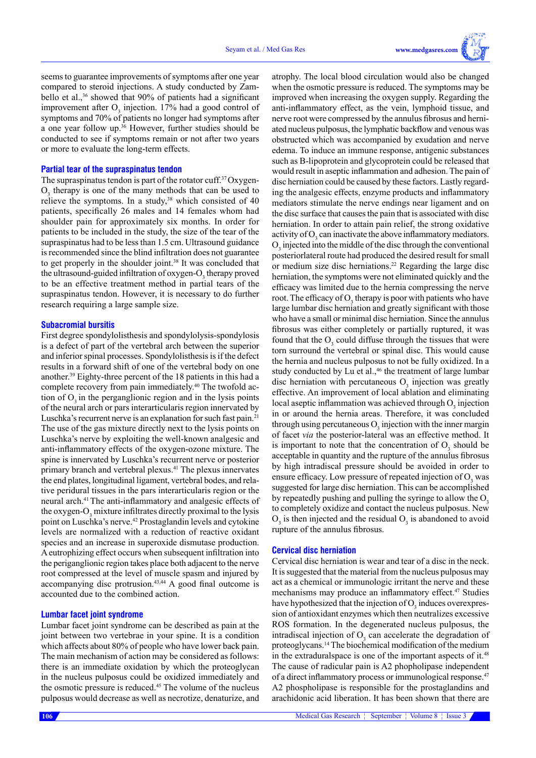seems to guarantee improvements of symptoms after one year compared to steroid injections. A study conducted by Zambello et al.,[36] showed that 90% of patients had a significant improvement after $O_3$ injection. 17% had a good control of symptoms and 70% of patients no longer had symptoms after a one year follow up.[36] However, further studies should be conducted to see if symptoms remain or not after two years or more to evaluate the long-term effects.

## Partial tear of the supraspinatus tendon

The supraspinatus tendon is part of the rotator cuff.[37] Oxygen-$O_3$ therapy is one of the many methods that can be used to relieve the symptoms. In a study,[38] which consisted of 40 patients, specifically 26 males and 14 females whom had shoulder pain for approximately six months. In order for patients to be included in the study, the size of the tear of the supraspinatus had to be less than 1.5 cm. Ultrasound guidance is recommended since the blind infiltration does not guarantee to get properly in the shoulder joint.[38] It was concluded that the ultrasound-guided infiltration of oxygen-$O_3$ therapy proved to be an effective treatment method in partial tears of the supraspinatus tendon. However, it is necessary to do further research requiring a large sample size.

## Subacromial bursitis

First degree spondylolisthesis and spondylolysis-spondylosis is a defect of part of the vertebral arch between the superior and inferior spinal processes. Spondylolisthesis is if the defect results in a forward shift of one of the vertebral body on one another.[39] Eighty-three percent of the 18 patients in this had a complete recovery from pain immediately.[40] The twofold action of $O_3$ in the perganglionic region and in the lysis points of the neural arch or pars interarticularis region innervated by Luschka's recurrent nerve is an explanation for such fast pain.[21] The use of the gas mixture directly next to the lysis points on Luschka's nerve by exploiting the well-known analgesic and anti-inflammatory effects of the oxygen-ozone mixture. The spine is innervated by Luschka's recurrent nerve or posterior primary branch and vertebral plexus.[41] The plexus innervates the end plates, longitudinal ligament, vertebral bodes, and relative peridural tissues in the pars interarticularis region or the neural arch.[41] The anti-inflammatory and analgesic effects of the oxygen-$O_3$ mixture infiltrates directly proximal to the lysis point on Luschka's nerve.[42] Prostaglandin levels and cytokine levels are normalized with a reduction of reactive oxidant species and an increase in superoxide dismutase production. A eutrophizing effect occurs when subsequent infiltration into the periganglionic region takes place both adjacent to the nerve root compressed at the level of muscle spasm and injured by accompanying disc protrusion.[43,44] A good final outcome is accounted due to the combined action.

## Lumbar facet joint syndrome

Lumbar facet joint syndrome can be described as pain at the joint between two vertebrae in your spine. It is a condition which affects about 80% of people who have lower back pain. The main mechanism of action may be considered as follows: there is an immediate oxidation by which the proteoglycan in the nucleus pulposus could be oxidized immediately and the osmotic pressure is reduced.[45] The volume of the nucleus pulposus would decrease as well as necrotize, denaturize, and atrophy. The local blood circulation would also be changed when the osmotic pressure is reduced. The symptoms may be improved when increasing the oxygen supply. Regarding the anti-inflammatory effect, as the vein, lymphoid tissue, and nerve root were compressed by the annulus fibrosis and herniated nucleus pulposus, the lymphatic backflow and venous was obstructed which was accompanied by exudation and nerve edema. To induce an immune response, antigenic substances such as B-lipoprotein and glycoprotein could be released that would result in aseptic inflammation and adhesion. The pain of disc herniation could be caused by these factors. Lastly regarding the analgesic effects, enzyme products and inflammatory mediators stimulate the nerve endings near ligament and on the disc surface that causes the pain that is associated with disc herniation. In order to attain pain relief, the strong oxidative activity of $O_3$ can inactivate the above inflammatory mediators. $O_3$ injected into the middle of the disc through the conventional posteriorlateral route had produced the desired result for small or medium size disc herniations.[22] Regarding the large disc herniation, the symptoms were not eliminated quickly and the efficacy was limited due to the hernia compressing the nerve root. The efficacy of $O_3$ therapy is poor with patients who have large lumbar disc herniation and greatly significant with those who have a small or minimal disc herniation. Since the annulus fibrosus was either completely or partially ruptured, it was found that the $O_3$ could diffuse through the tissues that were torn surround the vertebral or spinal disc. This would cause the hernia and nucleus pulposus to not be fully oxidized. In a study conducted by Lu et al.,[46] the treatment of large lumbar disc herniation with percutaneous $O_3$ injection was greatly effective. An improvement of local ablation and eliminating local aseptic inflammation was achieved through $O_3$ injection in or around the hernia areas. Therefore, it was concluded through using percutaneous $O_3$ injection with the inner margin of facet *via* the posterior-lateral was an effective method. It is important to note that the concentration of $O_3$ should be acceptable in quantity and the rupture of the annulus fibrosus by high intradiscal pressure should be avoided in order to ensure efficacy. Low pressure of repeated injection of $O_3$ was suggested for large disc herniation. This can be accomplished by repeatedly pushing and pulling the syringe to allow the $O_3$ to completely oxidize and contact the nucleus pulposus. New $O_3$ is then injected and the residual $O_3$ is abandoned to avoid rupture of the annulus fibrosus.

## Cervical disc herniation

Cervical disc herniation is wear and tear of a disc in the neck. It is suggested that the material from the nucleus pulposus may act as a chemical or immunologic irritant the nerve and these mechanisms may produce an inflammatory effect.[47] Studies have hypothesized that the injection of $O_3$ induces overexpression of antioxidant enzymes which then neutralizes excessive ROS formation. In the degenerated nucleus pulposus, the intradiscal injection of $O_3$ can accelerate the degradation of proteoglycans.[14] The biochemical modification of the medium in the extraduralspace is one of the important aspects of it.[48] The cause of radicular pain is A2 phopholipase independent of a direct inflammatory process or immunological response.[47] A2 phospholipase is responsible for the prostaglandins and arachidonic acid liberation. It has been shown that there are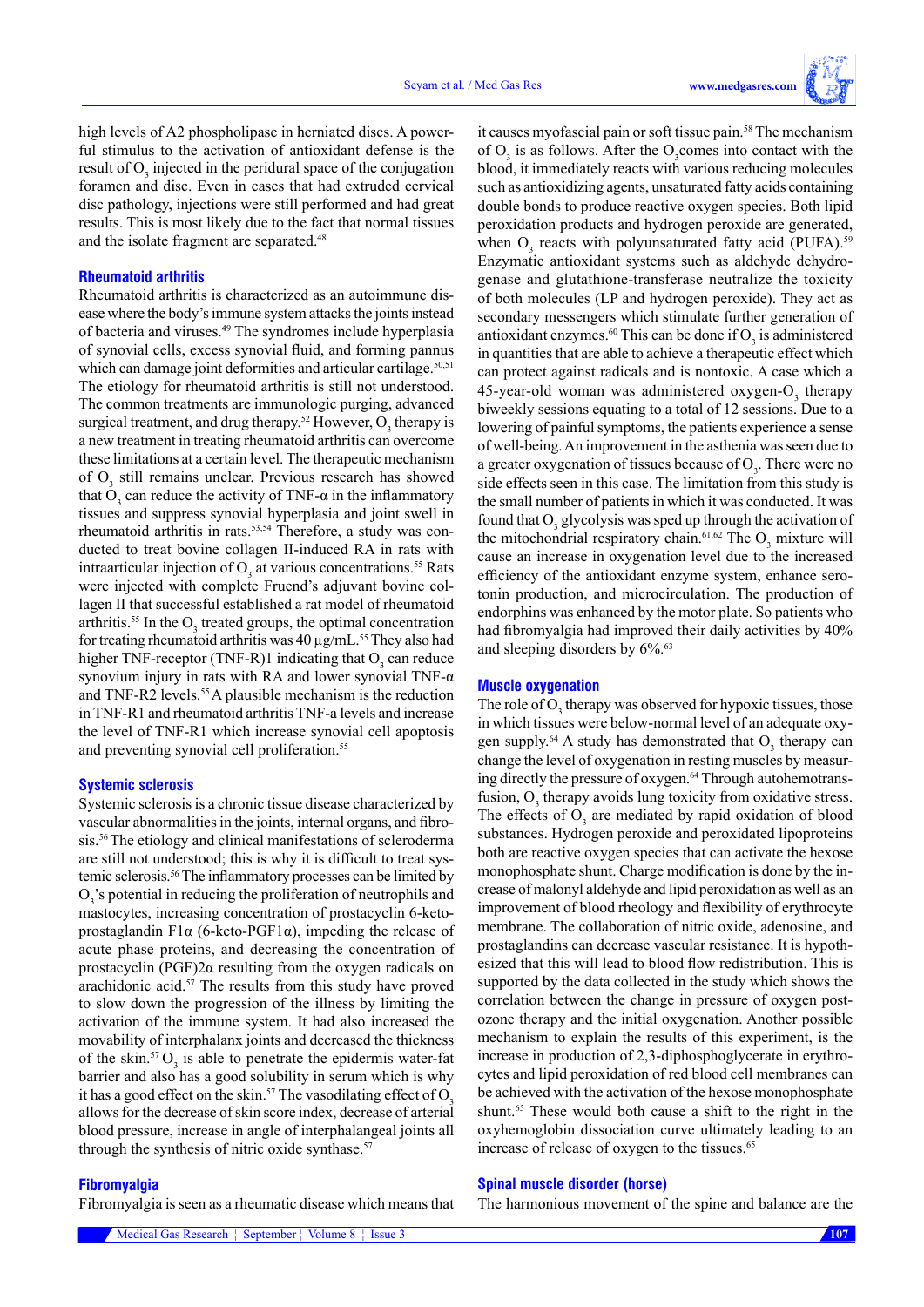high levels of A2 phospholipase in herniated discs. A powerful stimulus to the activation of antioxidant defense is the result of $O_3$ injected in the peridural space of the conjugation foramen and disc. Even in cases that had extruded cervical disc pathology, injections were still performed and had great results. This is most likely due to the fact that normal tissues and the isolate fragment are separated.[48]

### Rheumatoid arthritis

Rheumatoid arthritis is characterized as an autoimmune disease where the body's immune system attacks the joints instead of bacteria and viruses.[49] The syndromes include hyperplasia of synovial cells, excess synovial fluid, and forming pannus which can damage joint deformities and articular cartilage.[50,51] The etiology for rheumatoid arthritis is still not understood. The common treatments are immunologic purging, advanced surgical treatment, and drug therapy.[52] However, $O_3$ therapy is a new treatment in treating rheumatoid arthritis can overcome these limitations at a certain level. The therapeutic mechanism of $O_3$ still remains unclear. Previous research has showed that $O_3$ can reduce the activity of TNF-α in the inflammatory tissues and suppress synovial hyperplasia and joint swell in rheumatoid arthritis in rats.[53,54] Therefore, a study was conducted to treat bovine collagen II-induced RA in rats with intraarticular injection of $O_3$ at various concentrations.[55] Rats were injected with complete Fruend's adjuvant bovine collagen II that successful established a rat model of rheumatoid arthritis.[55] In the $O_3$ treated groups, the optimal concentration for treating rheumatoid arthritis was 40 μg/mL.[55] They also had higher TNF-receptor (TNF-R)1 indicating that $O_3$ can reduce synovium injury in rats with RA and lower synovial TNF-α and TNF-R2 levels.[55] A plausible mechanism is the reduction in TNF-R1 and rheumatoid arthritis TNF-a levels and increase the level of TNF-R1 which increase synovial cell apoptosis and preventing synovial cell proliferation.[55]

### Systemic sclerosis

Systemic sclerosis is a chronic tissue disease characterized by vascular abnormalities in the joints, internal organs, and fibrosis.[56] The etiology and clinical manifestations of scleroderma are still not understood; this is why it is difficult to treat systemic sclerosis.[56] The inflammatory processes can be limited by $O_3$'s potential in reducing the proliferation of neutrophils and mastocytes, increasing concentration of prostacyclin 6-keto-prostaglandin F1α (6-keto-PGF1α), impeding the release of acute phase proteins, and decreasing the concentration of prostacyclin (PGF)2α resulting from the oxygen radicals on arachidonic acid.[57] The results from this study have proved to slow down the progression of the illness by limiting the activation of the immune system. It had also increased the movability of interphalanx joints and decreased the thickness of the skin.[57] $O_3$ is able to penetrate the epidermis water-fat barrier and also has a good solubility in serum which is why it has a good effect on the skin.[57] The vasodilating effect of $O_3$ allows for the decrease of skin score index, decrease of arterial blood pressure, increase in angle of interphalangeal joints all through the synthesis of nitric oxide synthase.[57]

### Fibromyalgia

Fibromyalgia is seen as a rheumatic disease which means that it causes myofascial pain or soft tissue pain.[58] The mechanism of $O_3$ is as follows. After the $O_3$ comes into contact with the blood, it immediately reacts with various reducing molecules such as antioxidizing agents, unsaturated fatty acids containing double bonds to produce reactive oxygen species. Both lipid peroxidation products and hydrogen peroxide are generated, when $O_3$ reacts with polyunsaturated fatty acid (PUFA).[59] Enzymatic antioxidant systems such as aldehyde dehydrogenase and glutathione-transferase neutralize the toxicity of both molecules (LP and hydrogen peroxide). They act as secondary messengers which stimulate further generation of antioxidant enzymes.[60] This can be done if $O_3$ is administered in quantities that are able to achieve a therapeutic effect which can protect against radicals and is nontoxic. A case which a 45-year-old woman was administered oxygen-$O_3$ therapy biweekly sessions equating to a total of 12 sessions. Due to a lowering of painful symptoms, the patients experience a sense of well-being. An improvement in the asthenia was seen due to a greater oxygenation of tissues because of $O_3$. There were no side effects seen in this case. The limitation from this study is the small number of patients in which it was conducted. It was found that $O_3$ glycolysis was sped up through the activation of the mitochondrial respiratory chain.[61,62] The $O_3$ mixture will cause an increase in oxygenation level due to the increased efficiency of the antioxidant enzyme system, enhance serotonin production, and microcirculation. The production of endorphins was enhanced by the motor plate. So patients who had fibromyalgia had improved their daily activities by 40% and sleeping disorders by 6%.[63]

### Muscle oxygenation

The role of $O_3$ therapy was observed for hypoxic tissues, those in which tissues were below-normal level of an adequate oxygen supply.[64] A study has demonstrated that $O_3$ therapy can change the level of oxygenation in resting muscles by measuring directly the pressure of oxygen.[64] Through autohemotransfusion, $O_3$ therapy avoids lung toxicity from oxidative stress. The effects of $O_3$ are mediated by rapid oxidation of blood substances. Hydrogen peroxide and peroxidated lipoproteins both are reactive oxygen species that can activate the hexose monophosphate shunt. Charge modification is done by the increase of malonyl aldehyde and lipid peroxidation as well as an improvement of blood rheology and flexibility of erythrocyte membrane. The collaboration of nitric oxide, adenosine, and prostaglandins can decrease vascular resistance. It is hypothesized that this will lead to blood flow redistribution. This is supported by the data collected in the study which shows the correlation between the change in pressure of oxygen post-ozone therapy and the initial oxygenation. Another possible mechanism to explain the results of this experiment, is the increase in production of 2,3-diphosphoglycerate in erythrocytes and lipid peroxidation of red blood cell membranes can be achieved with the activation of the hexose monophosphate shunt.[65] These would both cause a shift to the right in the oxyhemoglobin dissociation curve ultimately leading to an increase of release of oxygen to the tissues.[65]

### Spinal muscle disorder (horse)

The harmonious movement of the spine and balance are the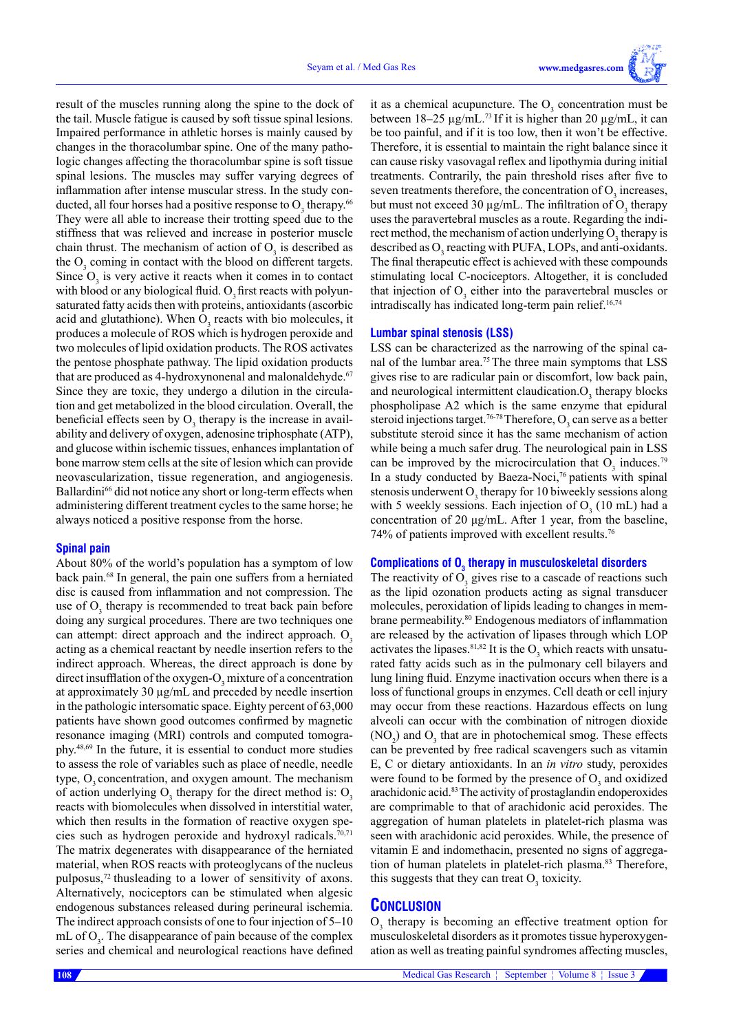result of the muscles running along the spine to the dock of the tail. Muscle fatigue is caused by soft tissue spinal lesions. Impaired performance in athletic horses is mainly caused by changes in the thoracolumbar spine. One of the many pathologic changes affecting the thoracolumbar spine is soft tissue spinal lesions. The muscles may suffer varying degrees of inflammation after intense muscular stress. In the study conducted, all four horses had a positive response to $O_3$ therapy.[66] They were all able to increase their trotting speed due to the stiffness that was relieved and increase in posterior muscle chain thrust. The mechanism of action of $O_3$ is described as the $O_3$ coming in contact with the blood on different targets. Since $O_3$ is very active it reacts when it comes in to contact with blood or any biological fluid. $O_3$ first reacts with polyunsaturated fatty acids then with proteins, antioxidants (ascorbic acid and glutathione). When $O_3$ reacts with bio molecules, it produces a molecule of ROS which is hydrogen peroxide and two molecules of lipid oxidation products. The ROS activates the pentose phosphate pathway. The lipid oxidation products that are produced as 4-hydroxynonenal and malonaldehyde.[67] Since they are toxic, they undergo a dilution in the circulation and get metabolized in the blood circulation. Overall, the beneficial effects seen by $O_3$ therapy is the increase in availability and delivery of oxygen, adenosine triphosphate (ATP), and glucose within ischemic tissues, enhances implantation of bone marrow stem cells at the site of lesion which can provide neovascularization, tissue regeneration, and angiogenesis. Ballardini[66] did not notice any short or long-term effects when administering different treatment cycles to the same horse; he always noticed a positive response from the horse.

### Spinal pain

About 80% of the world's population has a symptom of low back pain.[68] In general, the pain one suffers from a herniated disc is caused from inflammation and not compression. The use of $O_3$ therapy is recommended to treat back pain before doing any surgical procedures. There are two techniques one can attempt: direct approach and the indirect approach. $O_3$ acting as a chemical reactant by needle insertion refers to the indirect approach. Whereas, the direct approach is done by direct insufflation of the oxygen-$O_3$ mixture of a concentration at approximately 30 µg/mL and preceded by needle insertion in the pathologic intersomatic space. Eighty percent of 63,000 patients have shown good outcomes confirmed by magnetic resonance imaging (MRI) controls and computed tomography.[48,69] In the future, it is essential to conduct more studies to assess the role of variables such as place of needle, needle type, $O_3$ concentration, and oxygen amount. The mechanism of action underlying $O_3$ therapy for the direct method is: $O_3$ reacts with biomolecules when dissolved in interstitial water, which then results in the formation of reactive oxygen species such as hydrogen peroxide and hydroxyl radicals.[70,71] The matrix degenerates with disappearance of the herniated material, when ROS reacts with proteoglycans of the nucleus pulposus,[72] thusleading to a lower of sensitivity of axons. Alternatively, nociceptors can be stimulated when algesic endogenous substances released during perineural ischemia. The indirect approach consists of one to four injection of 5–10 mL of $O_3$. The disappearance of pain because of the complex series and chemical and neurological reactions have defined it as a chemical acupuncture. The $O_3$ concentration must be between 18–25 µg/mL.[73] If it is higher than 20 µg/mL, it can be too painful, and if it is too low, then it won't be effective. Therefore, it is essential to maintain the right balance since it can cause risky vasovagal reflex and lipothymia during initial treatments. Contrarily, the pain threshold rises after five to seven treatments therefore, the concentration of $O_3$ increases, but must not exceed 30 µg/mL. The infiltration of $O_3$ therapy uses the paravertebral muscles as a route. Regarding the indirect method, the mechanism of action underlying $O_3$ therapy is described as $O_3$ reacting with PUFA, LOPs, and anti-oxidants. The final therapeutic effect is achieved with these compounds stimulating local C-nociceptors. Altogether, it is concluded that injection of $O_3$ either into the paravertebral muscles or intradiscally has indicated long-term pain relief.[16,74]

### Lumbar spinal stenosis (LSS)

LSS can be characterized as the narrowing of the spinal canal of the lumbar area.[75] The three main symptoms that LSS gives rise to are radicular pain or discomfort, low back pain, and neurological intermittent claudication.$O_3$ therapy blocks phospholipase A2 which is the same enzyme that epidural steroid injections target.[76-78] Therefore, $O_3$ can serve as a better substitute steroid since it has the same mechanism of action while being a much safer drug. The neurological pain in LSS can be improved by the microcirculation that $O_3$ induces.[79] In a study conducted by Baeza-Noci,[76] patients with spinal stenosis underwent $O_3$ therapy for 10 biweekly sessions along with 5 weekly sessions. Each injection of $O_3$ (10 mL) had a concentration of 20 µg/mL. After 1 year, from the baseline, 74% of patients improved with excellent results.[76]

### Complications of $O_3$ therapy in musculoskeletal disorders

The reactivity of $O_3$ gives rise to a cascade of reactions such as the lipid ozonation products acting as signal transducer molecules, peroxidation of lipids leading to changes in membrane permeability.[80] Endogenous mediators of inflammation are released by the activation of lipases through which LOP activates the lipases.[81,82] It is the $O_3$ which reacts with unsaturated fatty acids such as in the pulmonary cell bilayers and lung lining fluid. Enzyme inactivation occurs when there is a loss of functional groups in enzymes. Cell death or cell injury may occur from these reactions. Hazardous effects on lung alveoli can occur with the combination of nitrogen dioxide ($NO_2$) and $O_3$ that are in photochemical smog. These effects can be prevented by free radical scavengers such as vitamin E, C or dietary antioxidants. In an *in vitro* study, peroxides were found to be formed by the presence of $O_3$ and oxidized arachidonic acid.[83] The activity of prostaglandin endoperoxides are comprimable to that of arachidonic acid peroxides. The aggregation of human platelets in platelet-rich plasma was seen with arachidonic acid peroxides. While, the presence of vitamin E and indomethacin, presented no signs of aggregation of human platelets in platelet-rich plasma.[83] Therefore, this suggests that they can treat $O_3$ toxicity.

## Conclusion

$O_3$ therapy is becoming an effective treatment option for musculoskeletal disorders as it promotes tissue hyperoxygenation as well as treating painful syndromes affecting muscles,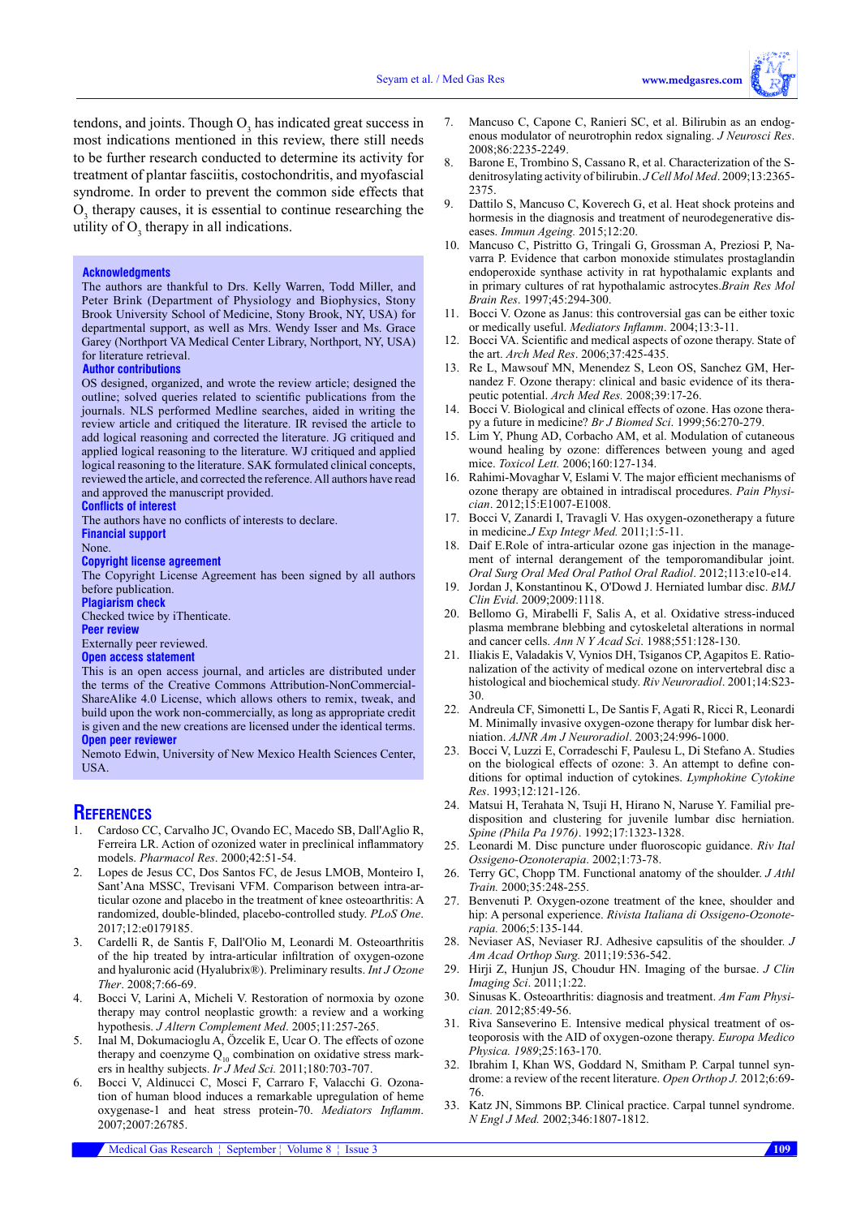tendons, and joints. Though $O_3$ has indicated great success in most indications mentioned in this review, there still needs to be further research conducted to determine its activity for treatment of plantar fasciitis, costochondritis, and myofascial syndrome. In order to prevent the common side effects that $O_3$ therapy causes, it is essential to continue researching the utility of $O_3$ therapy in all indications.

**Acknowledgments**

The authors are thankful to Drs. Kelly Warren, Todd Miller, and Peter Brink (Department of Physiology and Biophysics, Stony Brook University School of Medicine, Stony Brook, NY, USA) for departmental support, as well as Mrs. Wendy Isser and Ms. Grace Garey (Northport VA Medical Center Library, Northport, NY, USA) for literature retrieval.

**Author contributions**

OS designed, organized, and wrote the review article; designed the outline; solved queries related to scientific publications from the journals. NLS performed Medline searches, aided in writing the review article and critiqued the literature. IR revised the article to add logical reasoning and corrected the literature. JG critiqued and applied logical reasoning to the literature. WJ critiqued and applied logical reasoning to the literature. SAK formulated clinical concepts, reviewed the article, and corrected the reference. All authors have read and approved the manuscript provided.

**Conflicts of interest**

The authors have no conflicts of interests to declare.

**Financial support**

None.

**Copyright license agreement**

The Copyright License Agreement has been signed by all authors before publication.

**Plagiarism check**

Checked twice by iThenticate.

**Peer review**

Externally peer reviewed.

**Open access statement**

This is an open access journal, and articles are distributed under the terms of the Creative Commons Attribution-NonCommercial-ShareAlike 4.0 License, which allows others to remix, tweak, and build upon the work non-commercially, as long as appropriate credit is given and the new creations are licensed under the identical terms.

**Open peer reviewer**

Nemoto Edwin, University of New Mexico Health Sciences Center, USA.

## References

1. Cardoso CC, Carvalho JC, Ovando EC, Macedo SB, Dall'Aglio R, Ferreira LR. Action of ozonized water in preclinical inflammatory models. *Pharmacol Res*. 2000;42:51-54.
2. Lopes de Jesus CC, Dos Santos FC, de Jesus LMOB, Monteiro I, Sant'Ana MSSC, Trevisani VFM. Comparison between intra-articular ozone and placebo in the treatment of knee osteoarthritis: A randomized, double-blinded, placebo-controlled study. *PLoS One*. 2017;12:e0179185.
3. Cardelli R, de Santis F, Dall'Olio M, Leonardi M. Osteoarthritis of the hip treated by intra-articular infiltration of oxygen-ozone and hyaluronic acid (Hyalubrix®). Preliminary results. *Int J Ozone Ther*. 2008;7:66-69.
4. Bocci V, Larini A, Micheli V. Restoration of normoxia by ozone therapy may control neoplastic growth: a review and a working hypothesis. *J Altern Complement Med*. 2005;11:257-265.
5. Inal M, Dokumacioglu A, Özcelik E, Ucar O. The effects of ozone therapy and coenzyme $Q_{10}$ combination on oxidative stress markers in healthy subjects. *Ir J Med Sci.* 2011;180:703-707.
6. Bocci V, Aldinucci C, Mosci F, Carraro F, Valacchi G. Ozonation of human blood induces a remarkable upregulation of heme oxygenase-1 and heat stress protein-70. *Mediators Inflamm*. 2007;2007:26785.
7. Mancuso C, Capone C, Ranieri SC, et al. Bilirubin as an endogenous modulator of neurotrophin redox signaling. *J Neurosci Res*. 2008;86:2235-2249.
8. Barone E, Trombino S, Cassano R, et al. Characterization of the S-denitrosylating activity of bilirubin. *J Cell Mol Med*. 2009;13:2365-2375.
9. Dattilo S, Mancuso C, Koverech G, et al. Heat shock proteins and hormesis in the diagnosis and treatment of neurodegenerative diseases. *Immun Ageing.* 2015;12:20.
10. Mancuso C, Pistritto G, Tringali G, Grossman A, Preziosi P, Navarra P. Evidence that carbon monoxide stimulates prostaglandin endoperoxide synthase activity in rat hypothalamic explants and in primary cultures of rat hypothalamic astrocytes.*Brain Res Mol Brain Res*. 1997;45:294-300.
11. Bocci V. Ozone as Janus: this controversial gas can be either toxic or medically useful. *Mediators Inflamm*. 2004;13:3-11.
12. Bocci VA. Scientific and medical aspects of ozone therapy. State of the art. *Arch Med Res*. 2006;37:425-435.
13. Re L, Mawsouf MN, Menendez S, Leon OS, Sanchez GM, Hernandez F. Ozone therapy: clinical and basic evidence of its therapeutic potential. *Arch Med Res.* 2008;39:17-26.
14. Bocci V. Biological and clinical effects of ozone. Has ozone therapy a future in medicine? *Br J Biomed Sci*. 1999;56:270-279.
15. Lim Y, Phung AD, Corbacho AM, et al. Modulation of cutaneous wound healing by ozone: differences between young and aged mice. *Toxicol Lett.* 2006;160:127-134.
16. Rahimi-Movaghar V, Eslami V. The major efficient mechanisms of ozone therapy are obtained in intradiscal procedures. *Pain Physician*. 2012;15:E1007-E1008.
17. Bocci V, Zanardi I, Travagli V. Has oxygen-ozonetherapy a future in medicine.*J Exp Integr Med.* 2011;1:5-11.
18. Daif E.Role of intra-articular ozone gas injection in the management of internal derangement of the temporomandibular joint. *Oral Surg Oral Med Oral Pathol Oral Radiol*. 2012;113:e10-e14.
19. Jordan J, Konstantinou K, O'Dowd J. Herniated lumbar disc. *BMJ Clin Evid*. 2009;2009:1118.
20. Bellomo G, Mirabelli F, Salis A, et al. Oxidative stress-induced plasma membrane blebbing and cytoskeletal alterations in normal and cancer cells. *Ann N Y Acad Sci*. 1988;551:128-130.
21. Iliakis E, Valadakis V, Vynios DH, Tsiganos CP, Agapitos E. Rationalization of the activity of medical ozone on intervertebral disc a histological and biochemical study. *Riv Neuroradiol*. 2001;14:S23-30.
22. Andreula CF, Simonetti L, De Santis F, Agati R, Ricci R, Leonardi M. Minimally invasive oxygen-ozone therapy for lumbar disk herniation. *AJNR Am J Neuroradiol*. 2003;24:996-1000.
23. Bocci V, Luzzi E, Corradeschi F, Paulesu L, Di Stefano A. Studies on the biological effects of ozone: 3. An attempt to define conditions for optimal induction of cytokines. *Lymphokine Cytokine Res*. 1993;12:121-126.
24. Matsui H, Terahata N, Tsuji H, Hirano N, Naruse Y. Familial predisposition and clustering for juvenile lumbar disc herniation. *Spine (Phila Pa 1976)*. 1992;17:1323-1328.
25. Leonardi M. Disc puncture under fluoroscopic guidance. *Riv Ital Ossigeno-Ozonoterapia*. 2002;1:73-78.
26. Terry GC, Chopp TM. Functional anatomy of the shoulder. *J Athl Train.* 2000;35:248-255.
27. Benvenuti P. Oxygen-ozone treatment of the knee, shoulder and hip: A personal experience. *Rivista Italiana di Ossigeno-Ozonoterapia.* 2006;5:135-144.
28. Neviaser AS, Neviaser RJ. Adhesive capsulitis of the shoulder. *J Am Acad Orthop Surg.* 2011;19:536-542.
29. Hirji Z, Hunjun JS, Choudur HN. Imaging of the bursae. *J Clin Imaging Sci*. 2011;1:22.
30. Sinusas K. Osteoarthritis: diagnosis and treatment. *Am Fam Physician.* 2012;85:49-56.
31. Riva Sanseverino E. Intensive medical physical treatment of osteoporosis with the AID of oxygen-ozone therapy. *Europa Medico Physica. 1989*;25:163-170.
32. Ibrahim I, Khan WS, Goddard N, Smitham P. Carpal tunnel syndrome: a review of the recent literature. *Open Orthop J.* 2012;6:69-76.
33. Katz JN, Simmons BP. Clinical practice. Carpal tunnel syndrome. *N Engl J Med.* 2002;346:1807-1812.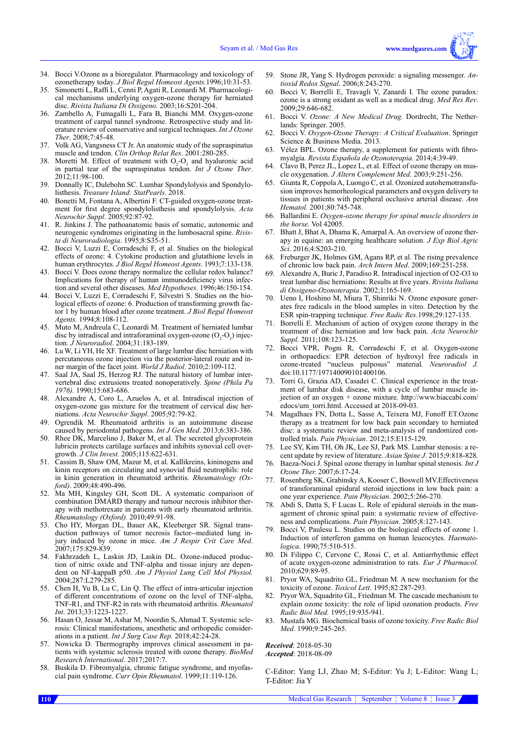34. Bocci V.Ozone as a bioregulator. Pharmacology and toxicology of ozonetherapy today. *J Biol Regul Homeost Agents.*1996;10:31-53.
35. Simonetti L, Raffi L, Cenni P, Agati R, Leonardi M. Pharmacological mechanisms underlying oxygen-ozone therapy for herniated disc. *Rivista Italiana Di Ossigeno*. 2003;16:S201-204.
36. Zambello A, Fumagalli L, Fara B, Bianchi MM. Oxygen-ozone treatment of carpal tunnel syndrome. Retrospective study and literature review of conservative and surgical techniques. *Int J Ozone Ther*. 2008;7:45-48.
37. Volk AG, Vangsness CT Jr. An anatomic study of the supraspinatus muscle and tendon. *Clin Orthop Relat Res*. 2001:280-285.
38. Moretti M. Effect of treatment with $O_2$-$O_3$ and hyaluronic acid in partial tear of the supraspinatus tendon. *Int J Ozone Ther*. 2012;11:98-100.
39. Donnally ІC, Dulebohn SC. Lumbar Spondylolysis and Spondylolisthesis. *Treasure Island: StatPearls*. 2018.
40. Bonetti M, Fontana A, Albertini F. CT-guided oxygen-ozone treatment for first degree spondylolisthesis and spondylolysis. *Acta Neurochir Suppl*. 2005;92:87-92.
41. R. Jinkins J. The pathoanatomic basis of somatic, autonomic and neurogenic syndromes originating in the lumbosacral spine. *Rivista di Neuroradiologia*. 1995;8:S35-51.
42. Bocci V, Luzzi E, Corradeschi F, et al. Studies on the biological effects of ozone: 4. Cytokine production and glutathione levels in human erythrocytes. *J Biol Regul Homeost Agents*. 1993;7:133-138.
43. Bocci V. Does ozone therapy normalize the cellular redox balance? Implications for therapy of human immunodeficiency virus infection and several other diseases. *Med Hypotheses.* 1996;46:150-154.
44. Bocci V, Luzzi E, Corradeschi F, Silvestri S. Studies on the biological effects of ozone: 6. Production of transforming growth factor 1 by human blood after ozone treatment. *J Biol Regul Homeost Agents.* 1994;8:108-112.
45. Muto M, Andreula C, Leonardi M. Treatment of herniated lumbar disc by intradiscal and intraforaminal oxygen-ozone ($O_2$-$O_3$) injection. *J Neuroradiol*. 2004;31:183-189.
46. Lu W, Li YH, He XF. Treatment of large lumbar disc herniation with percutaneous ozone injection via the posterior-lateral route and inner margin of the facet joint. *World J Radiol*. 2010;2:109-112.
47. Saal JA, Saal JS, Herzog RJ. The natural history of lumbar intervertebral disc extrusions treated nonoperatively. *Spine (Phila Pa 1976).* 1990;15:683-686.
48. Alexandre A, Coro L, Azuelos A, et al. Intradiscal injection of oxygen-ozone gas mixture for the treatment of cervical disc herniations. *Acta Neurochir Suppl*. 2005;92:79-82.
49. Ogrendik M. Rheumatoid arthritis is an autoimmune disease caused by periodontal pathogens. *Int J Gen Med*. 2013;6:383-386.
50. Rhee DK, Marcelino J, Baker M, et al. The secreted glycoprotein lubricin protects cartilage surfaces and inhibits synovial cell overgrowth. *J Clin Invest.* 2005;115:622-631.
51. Cassim B, Shaw OM, Mazur M, et al. Kallikreins, kininogens and kinin receptors on circulating and synovial fluid neutrophils: role in kinin generation in rheumatoid arthritis. *Rheumatology (Oxford)*. 2009;48:490-496.
52. Ma MH, Kingsley GH, Scott DL. A systematic comparison of combination DMARD therapy and tumour necrosis inhibitor therapy with methotrexate in patients with early rheumatoid arthritis. *Rheumatology (Oxford).* 2010;49:91-98.
53. Cho HY, Morgan DL, Bauer AK, Kleeberger SR. Signal transduction pathways of tumor necrosis factor--mediated lung injury induced by ozone in mice. *Am J Respir Crit Care Med*. 2007;175:829-839.
54. Fakhrzadeh L, Laskin JD, Laskin DL. Ozone-induced production of nitric oxide and TNF-alpha and tissue injury are dependent on NF-kappaB p50. *Am J Physiol Lung Cell Mol Physiol.* 2004;287:L279-285.
55. Chen H, Yu B, Lu C, Lin Q. The effect of intra-articular injection of different concentrations of ozone on the level of TNF-alpha, TNF-R1, and TNF-R2 in rats with rheumatoid arthritis. *Rheumatol Int*. 2013;33:1223-1227.
56. Hasan O, Jessar M, Ashar M, Noordin S, Ahmad T. Systemic sclerosis: Clinical manifestations, anesthetic and orthopedic considerations in a patient. *Int J Surg Case Rep.* 2018;42:24-28.
57. Nowicka D. Thermography improves clinical assessment in patients with systemic sclerosis treated with ozone therapy. *BioMed Research International*. 2017;2017:7.
58. Buskila D. Fibromyalgia, chronic fatigue syndrome, and myofascial pain syndrome. *Curr Opin Rheumatol*. 1999;11:119-126.
59. Stone JR, Yang S. Hydrogen peroxide: a signaling messenger. *Antioxid Redox Signal*. 2006;8:243-270.
60. Bocci V, Borrelli E, Travagli V, Zanardi I. The ozone paradox: ozone is a strong oxidant as well as a medical drug. *Med Res Rev*. 2009;29:646-682.
61. Bocci V. *Ozone: A New Medical Drug*. Dordrecht, The Netherlands: Springer. 2005.
62. Bocci V. *Oxygen-Ozone Therapy: A Critical Evaluation*. Springer Science & Business Media. 2013.
63. Vélez BPL. Ozone therapy, a supplement for patients with fibromyalgia. *Revista Española de Ozonoterapia.* 2014;4:39-49.
64. Clavo B, Perez JL, Lopez L, et al. Effect of ozone therapy on muscle oxygenation. *J Altern Complement Med*. 2003;9:251-256.
65. Giunta R, Coppola A, Luongo C, et al. Ozonized autohemotransfusion improves hemorheological parameters and oxygen delivery to tissues in patients with peripheral occlusive arterial disease. *Ann Hematol.* 2001;80:745-748.
66. Ballardini E. *Oxygen-ozone therapy for spinal muscle disorders in the horse.* Vol 42005.
67. Bhatt J, Bhat A, Dhama K, Amarpal A. An overview of ozone therapy in equine: an emerging healthcare solution. *J Exp Biol Agric Sci*. 2016;4:S203-210.
68. Freburger JK, Holmes GM, Agans RP, et al. The rising prevalence of chronic low back pain. *Arch Intern Med*. 2009;169:251-258.
69. Alexandre A, Buric J, Paradiso R. Intradiscal injection of O2-O3 to treat lumbar disc herniations: Results at five years. *Rivista Italiana di Ossigeno-Ozonoterapia*. 2002;1:165-169.
70. Ueno I, Hoshino M, Miura T, Shinriki N. Ozone exposure generates free radicals in the blood samples in vitro. Detection by the ESR spin-trapping technique. *Free Radic Res*.1998;29:127-135.
71. Borrelli E. Mechanism of action of oxygen ozone therapy in the treatment of disc herniation and low back pain. *Acta Neurochir Suppl*. 2011;108:123-125.
72. Bocci VPR, Pogni R, Corradeschi F, et al. Oxygen-ozone in orthopaedics: EPR detection of hydroxyl free radicals in ozone-treated "nucleus pulposus" material. *Neuroradiol J.* doi:10.1177/197140090101400106.
73. Torri G, Grazia AD, Casadei C. Clinical experience in the treatment of lumbar disk disease, with a cycle of lumbar muscle injection of an oxygen + ozone mixture. http://www.biaccabi.com/edocs/um_torri.html. Accessed at 2018-09-03.
74. Magalhaes FN, Dotta L, Sasse A, Teixera MJ, Fonoff ET.Ozone therapy as a treatment for low back pain secondary to herniated disc: a systematic review and meta-analysis of randomized controlled trials. *Pain Physician*. 2012;15:E115-129.
75. Lee SY, Kim TH, Oh JK, Lee SJ, Park MS. Lumbar stenosis: a recent update by review of literature. *Asian Spine J*. 2015;9:818-828.
76. Baeza-Noci J. Spinal ozone therapy in lumbar spinal stenosis. *Int J Ozone Ther.* 2007;6:17-24.
77. Rosenberg SK, Grabinsky A, Kooser C, Boswell MV.Effectiveness of transforaminal epidural steroid injections in low back pain: a one year experience. *Pain Physician*. 2002;5:266-270.
78. Abdi S, Datta S, F Lucas L. Role of epidural steroids in the management of chronic spinal pain: a systematic review of effectiveness and complications. *Pain Physician*. 2005;8:127-143.
79. Bocci V, Paulesu L. Studies on the biological effects of ozone 1. Induction of interferon gamma on human leucocytes. *Haematologica*. 1990;75:510-515.
80. Di Filippo C, Cervone C, Rossi C, et al. Antiarrhythmic effect of acute oxygen-ozone administration to rats. *Eur J Pharmacol.* 2010;629:89-95.
81. Pryor WA, Squadrito GL, Friedman M. A new mechanism for the toxicity of ozone. *Toxicol Lett*. 1995;82:287-293.
82. Pryor WA, Squadrito GL, Friedman M. The cascade mechanism to explain ozone toxicity: the role of lipid ozonation products. *Free Radic Biol Med.* 1995;19:935-941.
83. Mustafa MG. Biochemical basis of ozone toxicity. *Free Radic Biol Med*. 1990;9:245-265.

***Received***: 2018-05-30
***Accepted***: 2018-08-09

C-Editor: Yang LJ, Zhao M; S-Editor: Yu J; L-Editor: Wang L; T-Editor: Jia Y